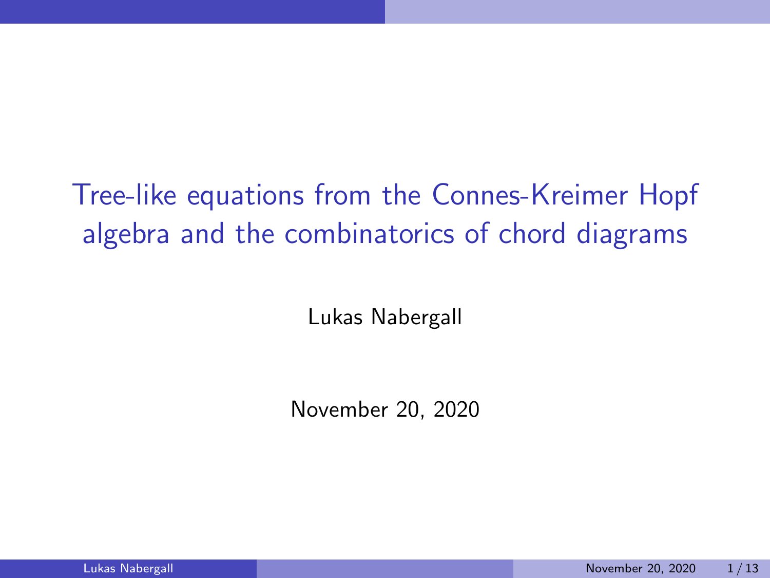# Tree-like equations from the Connes-Kreimer Hopf algebra and the combinatorics of chord diagrams

Lukas Nabergall

November 20, 2020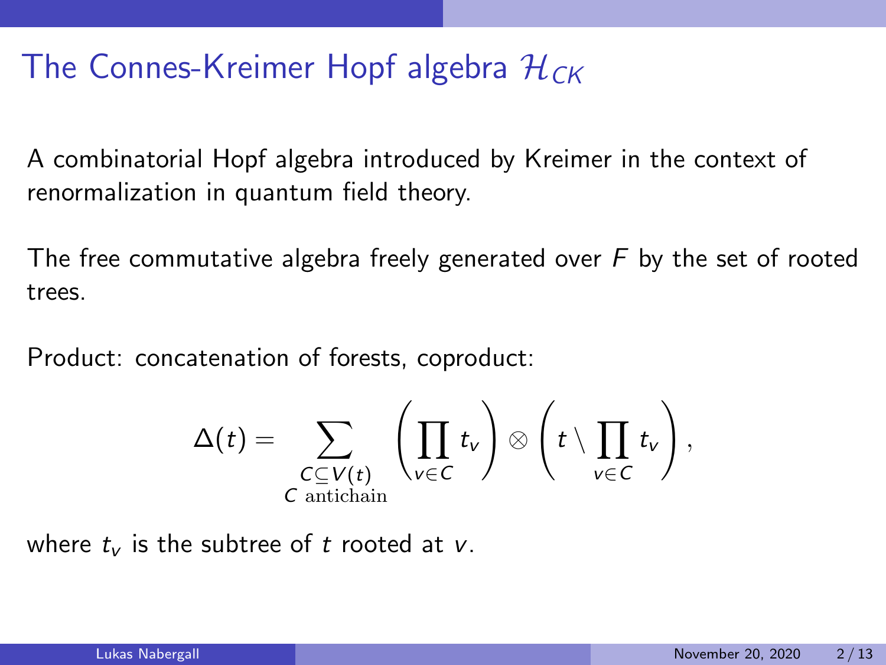# The Connes-Kreimer Hopf algebra $\mathcal{H}_{CK}$

A combinatorial Hopf algebra introduced by Kreimer in the context of renormalization in quantum field theory.

The free commutative algebra freely generated over $F$ by the set of rooted trees.

Product: concatenation of forests, coproduct:

$$\Delta(t) = \sum_{\substack{C \subseteq V(t) \\ C \text{ antichain}}} \left( \prod_{v \in C} t_v \right) \otimes \left( t \setminus \prod_{v \in C} t_v \right),$$

where $t_v$ is the subtree of $t$ rooted at $v$.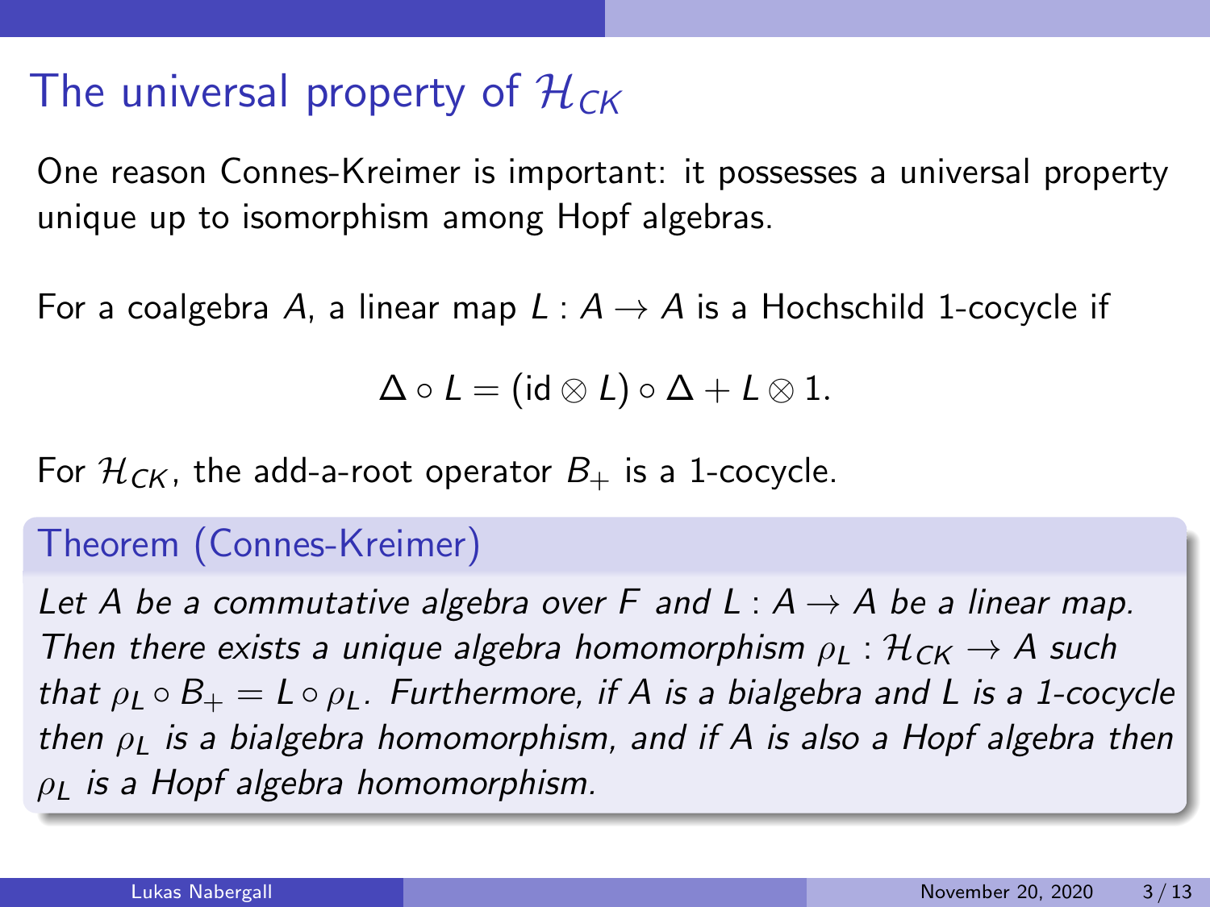# The universal property of $\mathcal{H}_{CK}$

One reason Connes-Kreimer is important: it possesses a universal property unique up to isomorphism among Hopf algebras.

For a coalgebra $A$, a linear map $L : A \to A$ is a Hochschild 1-cocycle if

$$\Delta \circ L = (\mathrm{id} \otimes L) \circ \Delta + L \otimes 1.$$

For $\mathcal{H}_{CK}$, the add-a-root operator $B_+$ is a 1-cocycle.

**Theorem (Connes-Kreimer)**

*Let $A$ be a commutative algebra over $F$ and $L : A \to A$ be a linear map. Then there exists a unique algebra homomorphism $\rho_L : \mathcal{H}_{CK} \to A$ such that $\rho_L \circ B_+ = L \circ \rho_L$. Furthermore, if $A$ is a bialgebra and $L$ is a 1-cocycle then $\rho_L$ is a bialgebra homomorphism, and if $A$ is also a Hopf algebra then $\rho_L$ is a Hopf algebra homomorphism.*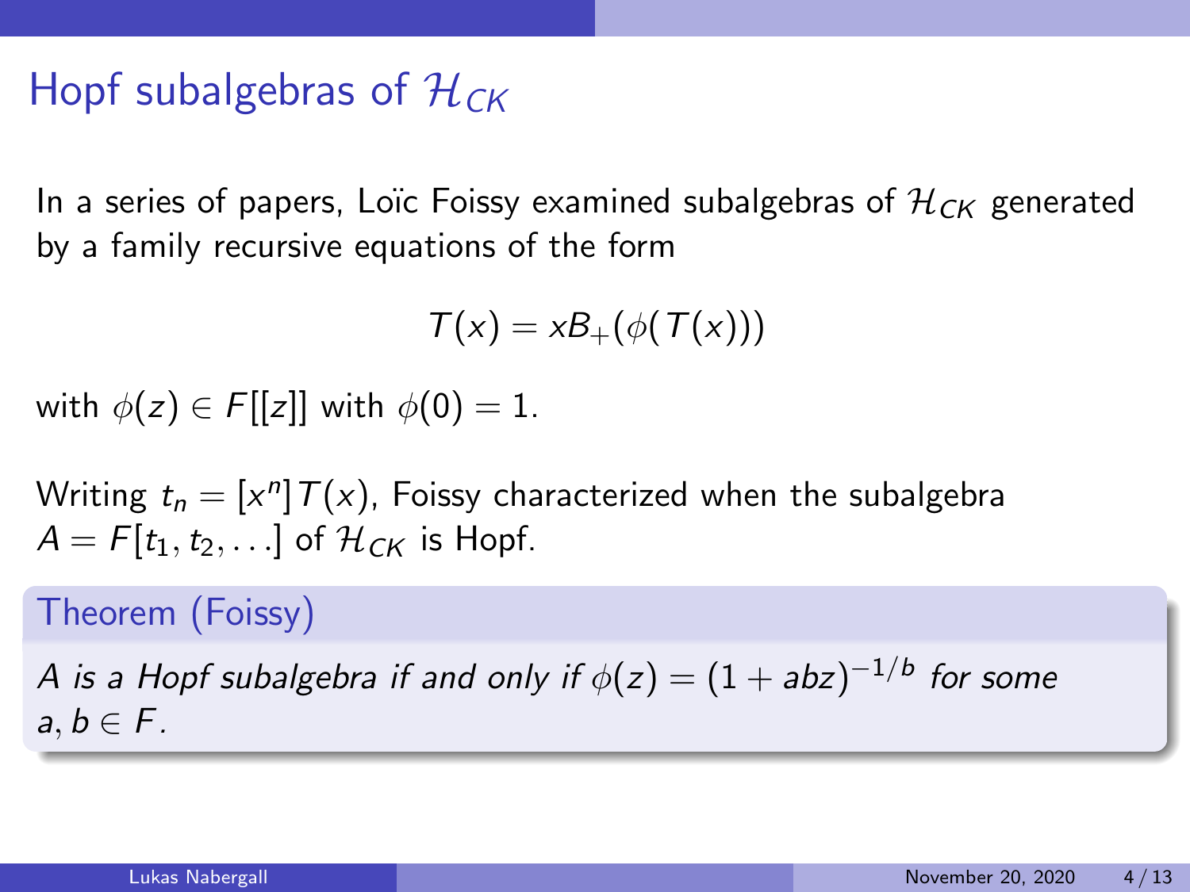# Hopf subalgebras of $\mathcal{H}_{CK}$

In a series of papers, Loïc Foissy examined subalgebras of $\mathcal{H}_{CK}$ generated by a family recursive equations of the form

$$T(x) = xB_+(\phi(T(x)))$$

with $\phi(z) \in F[[z]]$ with $\phi(0) = 1$.

Writing $t_n = [x^n]T(x)$, Foissy characterized when the subalgebra $A = F[t_1, t_2, \ldots]$ of $\mathcal{H}_{CK}$ is Hopf.

**Theorem (Foissy)**

*$A$ is a Hopf subalgebra if and only if $\phi(z) = (1 + abz)^{-1/b}$ for some $a, b \in F$.*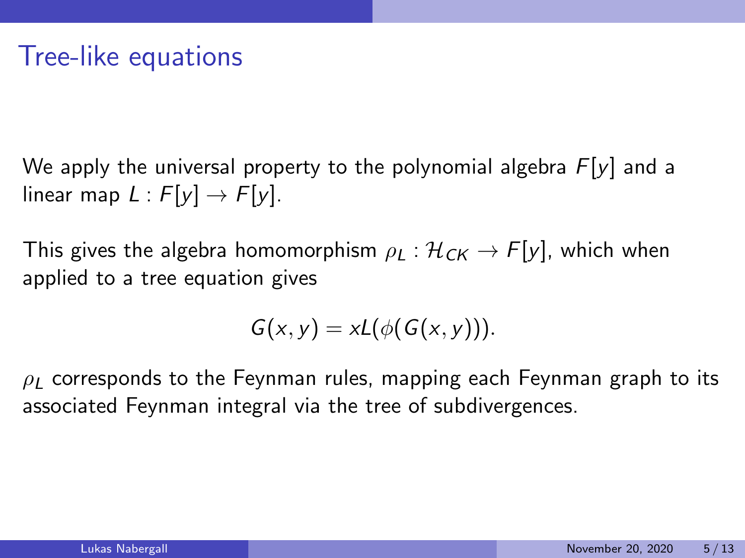# Tree-like equations

We apply the universal property to the polynomial algebra $F[y]$ and a linear map $L : F[y] \to F[y]$.

This gives the algebra homomorphism $\rho_L : \mathcal{H}_{CK} \to F[y]$, which when applied to a tree equation gives

$$G(x, y) = xL(\phi(G(x, y))).$$

$\rho_L$ corresponds to the Feynman rules, mapping each Feynman graph to its associated Feynman integral via the tree of subdivergences.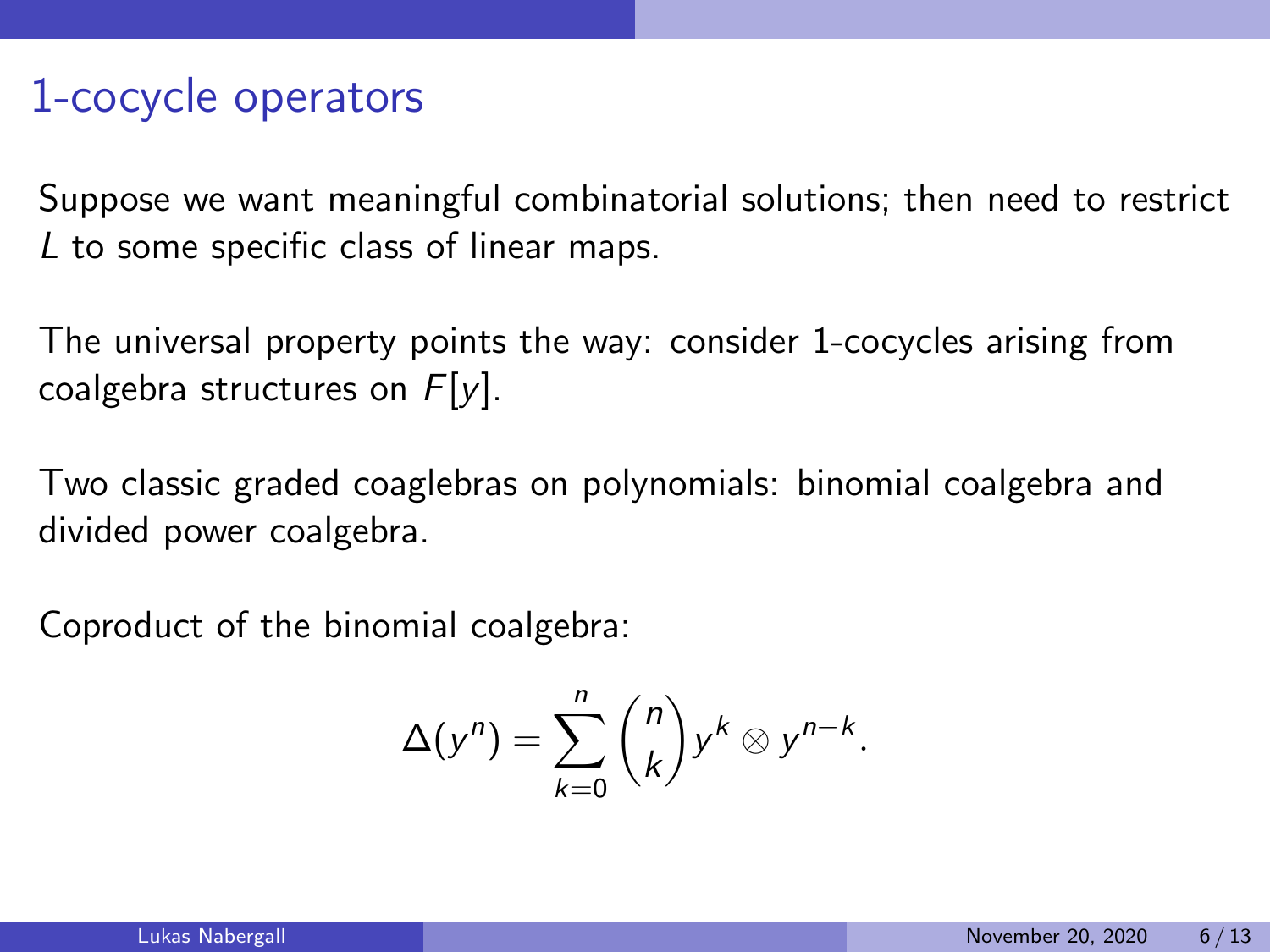# 1-cocycle operators

Suppose we want meaningful combinatorial solutions; then need to restrict $L$ to some specific class of linear maps.

The universal property points the way: consider 1-cocycles arising from coalgebra structures on $F[y]$.

Two classic graded coaglebras on polynomials: binomial coalgebra and divided power coalgebra.

Coproduct of the binomial coalgebra:

$$\Delta(y^n) = \sum_{k=0}^{n} \binom{n}{k} y^k \otimes y^{n-k}.$$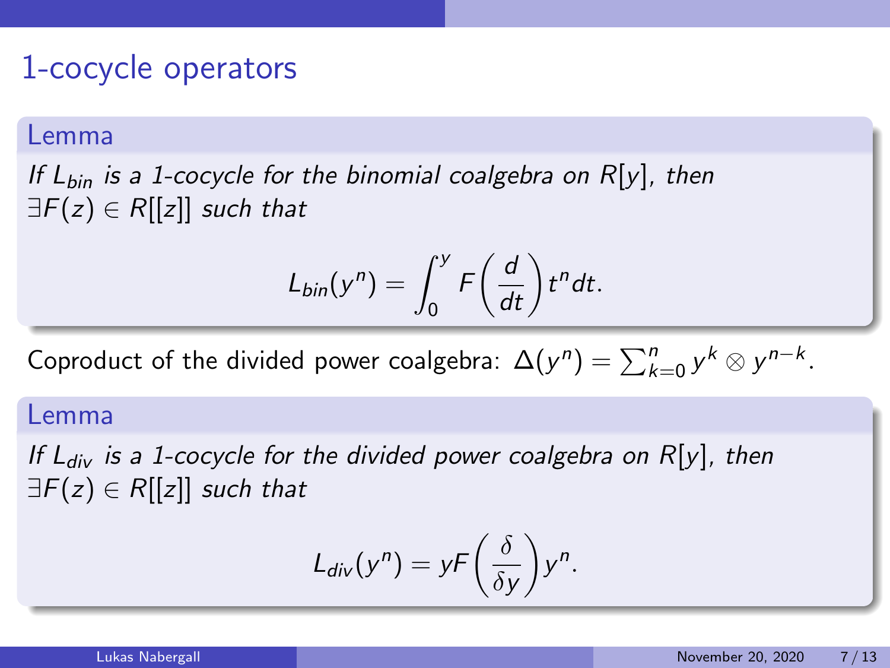# 1-cocycle operators

**Lemma**

*If $L_{bin}$ is a 1-cocycle for the binomial coalgebra on $R[y]$, then $\exists F(z) \in R[[z]]$ such that*

$$L_{bin}(y^n) = \int_0^y F\left(\frac{d}{dt}\right) t^n dt.$$

Coproduct of the divided power coalgebra: $\Delta(y^n) = \sum_{k=0}^n y^k \otimes y^{n-k}$.

**Lemma**

*If $L_{div}$ is a 1-cocycle for the divided power coalgebra on $R[y]$, then $\exists F(z) \in R[[z]]$ such that*

$$L_{div}(y^n) = yF\left(\frac{\delta}{\delta y}\right) y^n.$$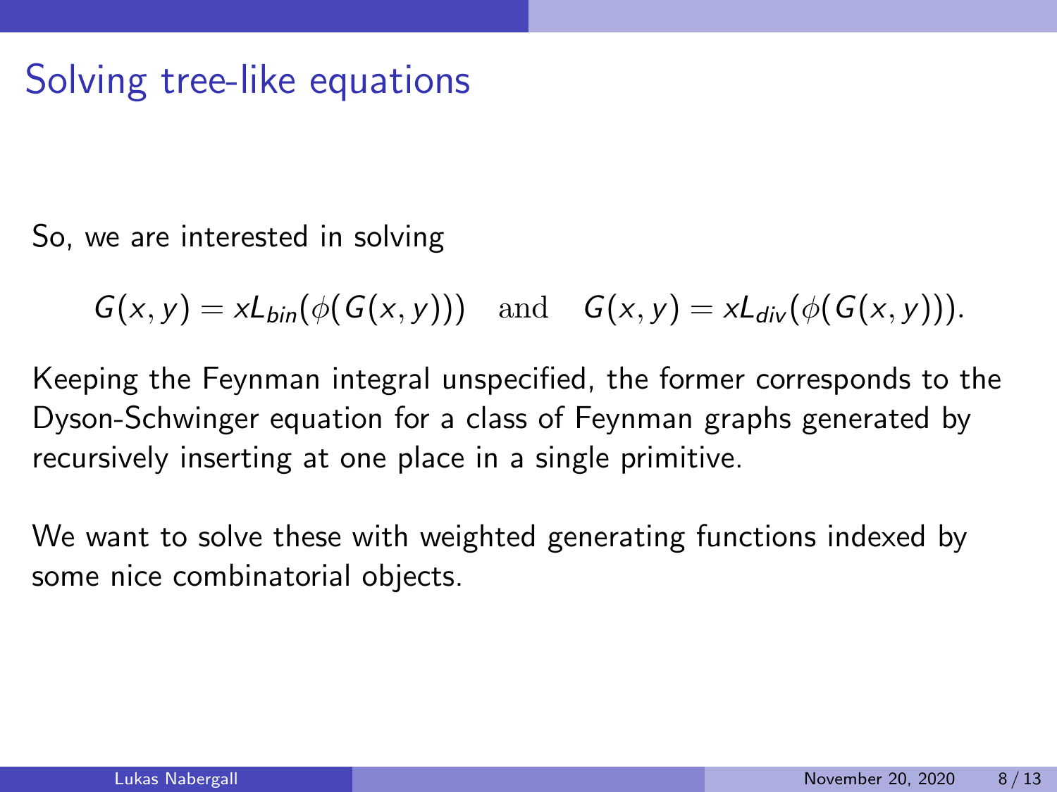# Solving tree-like equations

So, we are interested in solving

$$G(x, y) = xL_{bin}(\phi(G(x, y))) \quad \text{and} \quad G(x, y) = xL_{div}(\phi(G(x, y))).$$

Keeping the Feynman integral unspecified, the former corresponds to the Dyson-Schwinger equation for a class of Feynman graphs generated by recursively inserting at one place in a single primitive.

We want to solve these with weighted generating functions indexed by some nice combinatorial objects.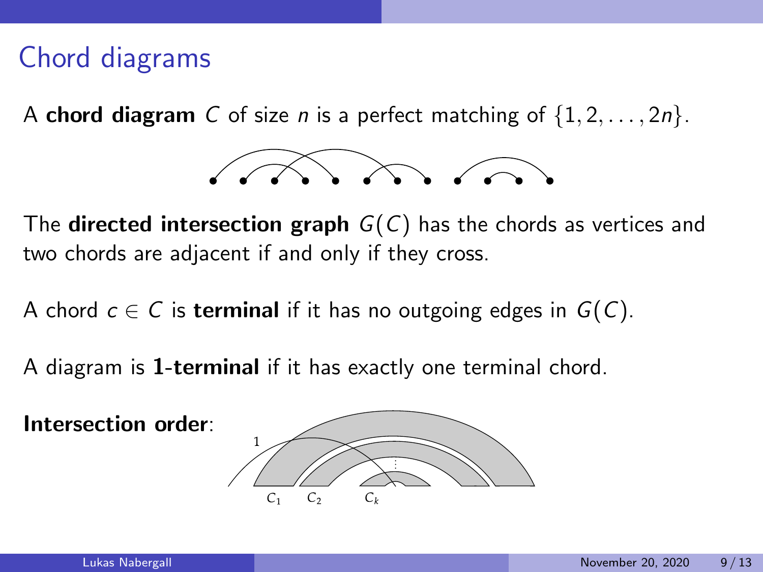## Chord diagrams

A **chord diagram** $C$ of size $n$ is a perfect matching of $\{1, 2, \ldots, 2n\}$.

The **directed intersection graph** $G(C)$ has the chords as vertices and two chords are adjacent if and only if they cross.

A chord $c \in C$ is **terminal** if it has no outgoing edges in $G(C)$.

A diagram is **1-terminal** if it has exactly one terminal chord.

**Intersection order**: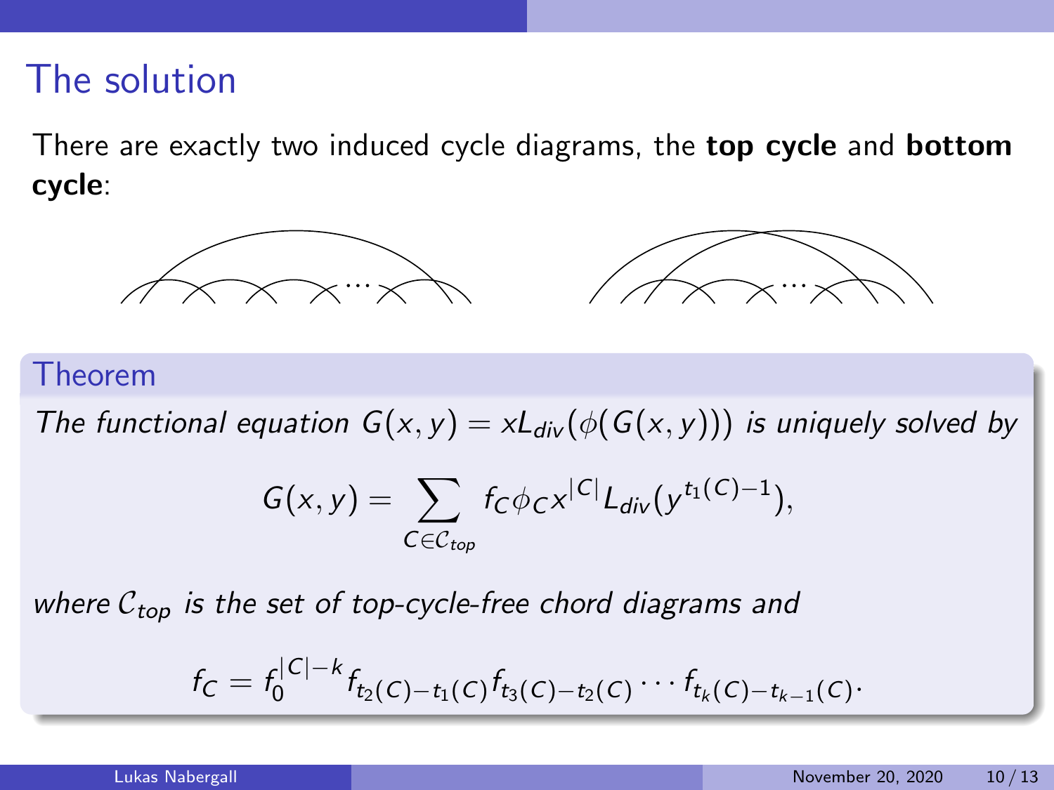# The solution

There are exactly two induced cycle diagrams, the **top cycle** and **bottom cycle**:

**Theorem**

*The functional equation $G(x,y) = xL_{div}(\phi(G(x,y)))$ is uniquely solved by*

$$G(x,y) = \sum_{C \in \mathcal{C}_{top}} f_C \phi_C x^{|C|} L_{div}(y^{t_1(C)-1}),$$

*where $\mathcal{C}_{top}$ is the set of top-cycle-free chord diagrams and*

$$f_C = f_0^{|C|-k} f_{t_2(C)-t_1(C)} f_{t_3(C)-t_2(C)} \cdots f_{t_k(C)-t_{k-1}(C)}.$$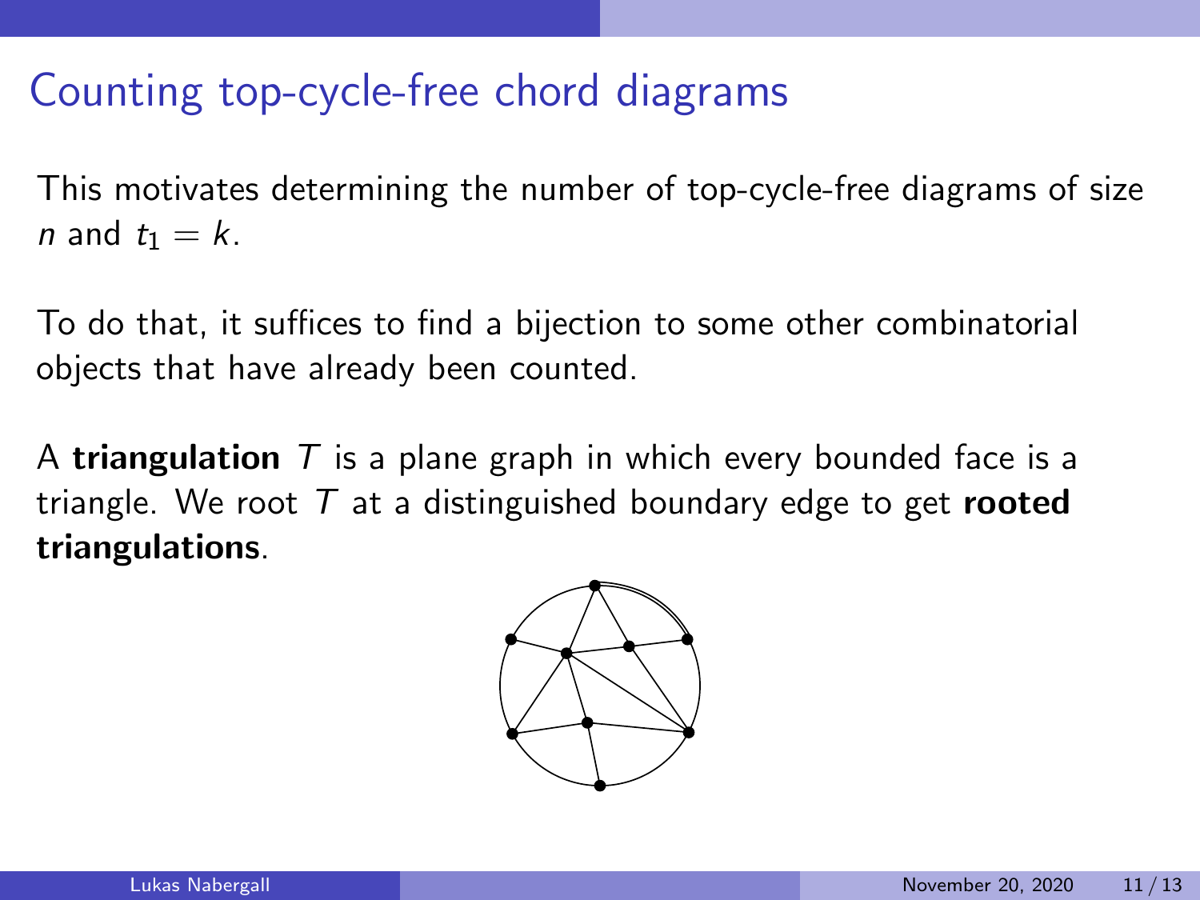## Counting top-cycle-free chord diagrams

This motivates determining the number of top-cycle-free diagrams of size $n$ and $t_1 = k$.

To do that, it suffices to find a bijection to some other combinatorial objects that have already been counted.

A **triangulation** $T$ is a plane graph in which every bounded face is a triangle. We root $T$ at a distinguished boundary edge to get **rooted triangulations**.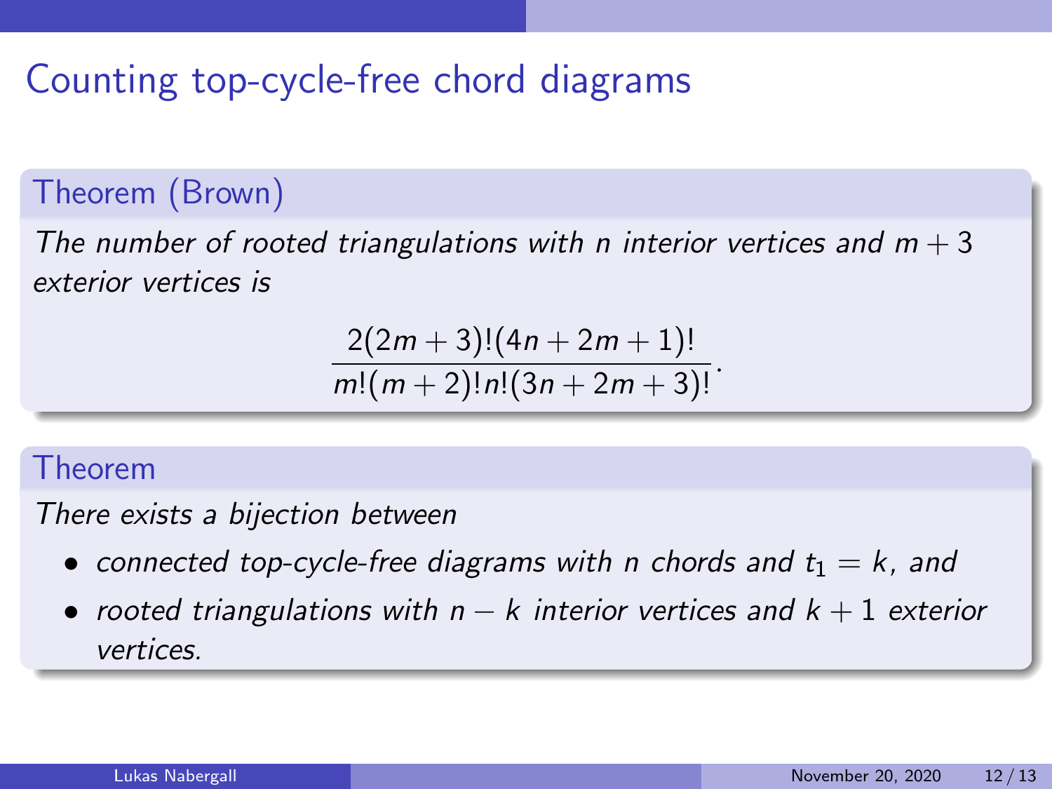# Counting top-cycle-free chord diagrams

**Theorem (Brown)**

*The number of rooted triangulations with $n$ interior vertices and $m + 3$ exterior vertices is*

$$\frac{2(2m+3)!(4n+2m+1)!}{m!(m+2)!n!(3n+2m+3)!}.$$

**Theorem**

*There exists a bijection between*

- *connected top-cycle-free diagrams with $n$ chords and $t_1 = k$, and*
- *rooted triangulations with $n - k$ interior vertices and $k + 1$ exterior vertices.*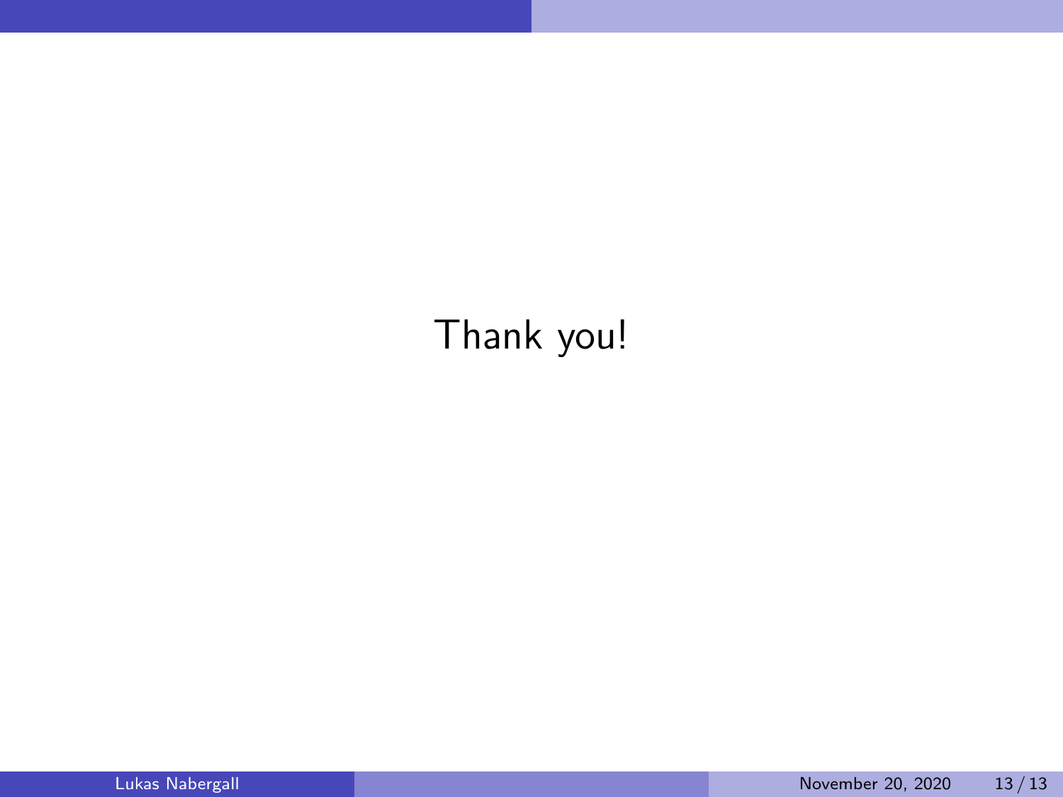Thank you!